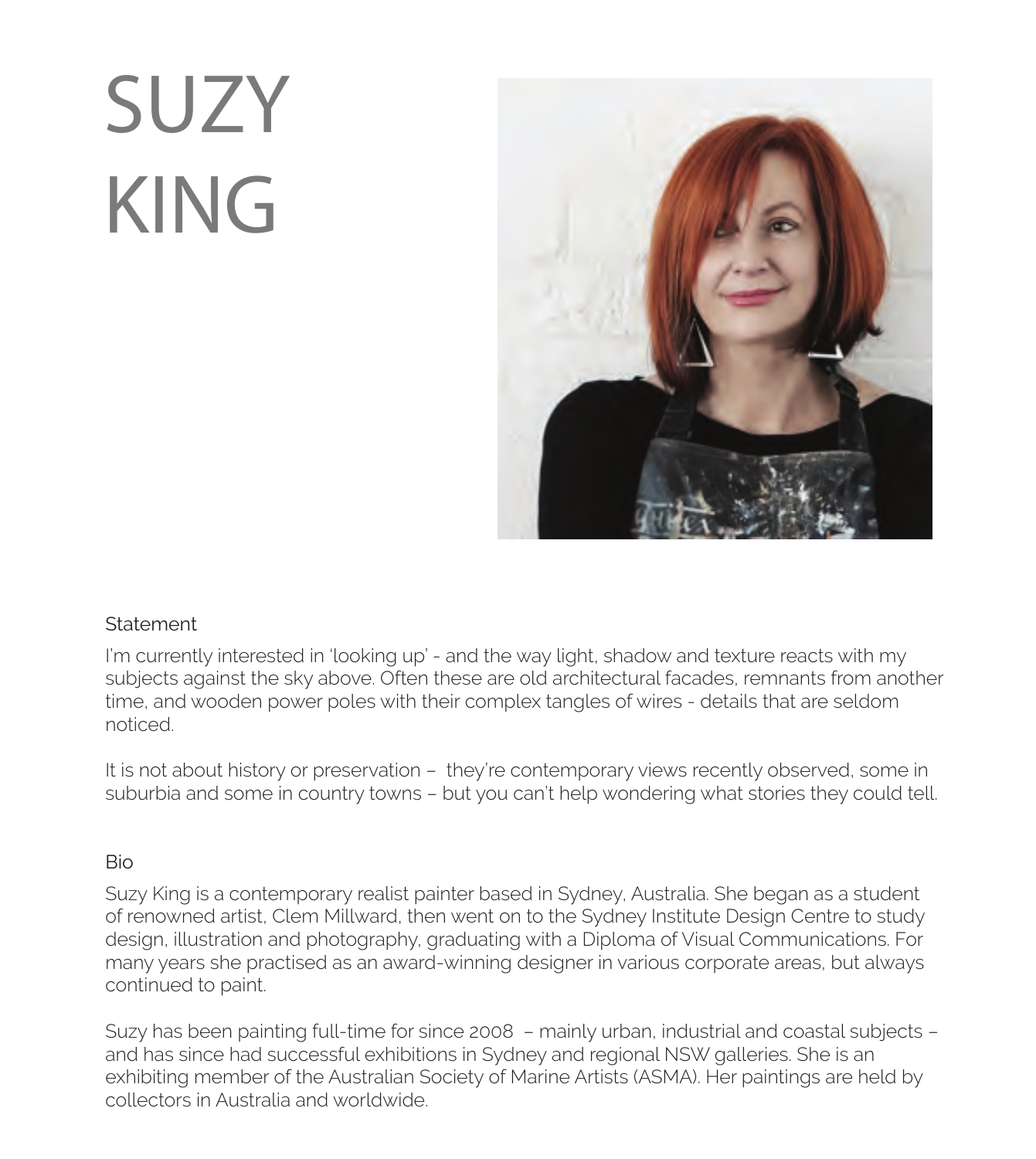# SUZY KING

## Statement

I'm currently interested in 'looking up' - and the way light, shadow and texture reacts with my subjects against the sky above. Often these are old architectural facades, remnants from another time, and wooden power poles with their complex tangles of wires - details that are seldom noticed.

It is not about history or preservation – they're contemporary views recently observed, some in suburbia and some in country towns – but you can't help wondering what stories they could tell.

## Bio

Suzy King is a contemporary realist painter based in Sydney, Australia. She began as a student of renowned artist, Clem Millward, then went on to the Sydney Institute Design Centre to study design, illustration and photography, graduating with a Diploma of Visual Communications. For many years she practised as an award-winning designer in various corporate areas, but always continued to paint.

Suzy has been painting full-time for since 2008 – mainly urban, industrial and coastal subjects – and has since had successful exhibitions in Sydney and regional NSW galleries. She is an exhibiting member of the Australian Society of Marine Artists (ASMA). Her paintings are held by collectors in Australia and worldwide.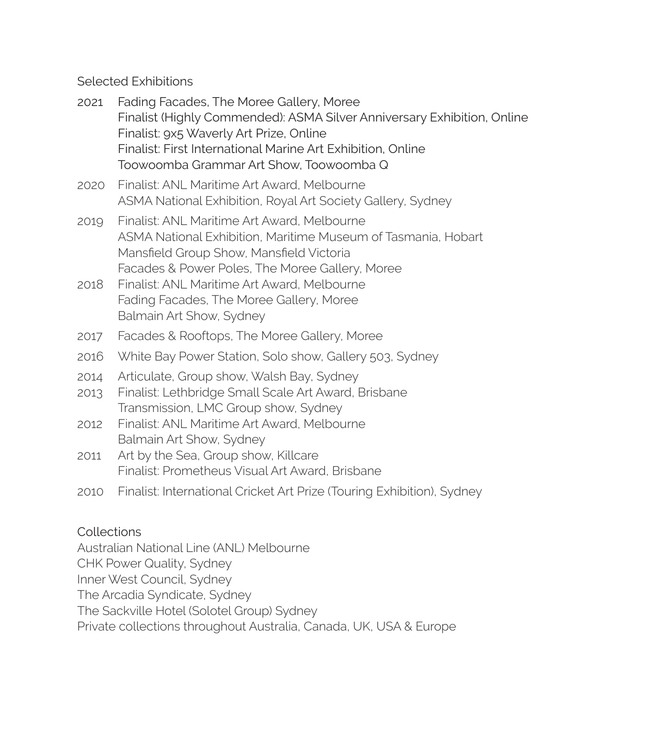## Selected Exhibitions

**2021**
Fading Facades, The Moree Gallery, Moree
Finalist (Highly Commended): ASMA Silver Anniversary Exhibition, Online
Finalist: 9x5 Waverly Art Prize, Online
Finalist: First International Marine Art Exhibition, Online
Toowoomba Grammar Art Show, Toowoomba Q

**2020**
Finalist: ANL Maritime Art Award, Melbourne
ASMA National Exhibition, Royal Art Society Gallery, Sydney

**2019**
Finalist: ANL Maritime Art Award, Melbourne
ASMA National Exhibition, Maritime Museum of Tasmania, Hobart
Mansfield Group Show, Mansfield Victoria
Facades & Power Poles, The Moree Gallery, Moree

**2018**
Finalist: ANL Maritime Art Award, Melbourne
Fading Facades, The Moree Gallery, Moree
Balmain Art Show, Sydney

**2017**
Facades & Rooftops, The Moree Gallery, Moree

**2016**
White Bay Power Station, Solo show, Gallery 503, Sydney

**2014**
Articulate, Group show, Walsh Bay, Sydney

**2013**
Finalist: Lethbridge Small Scale Art Award, Brisbane
Transmission, LMC Group show, Sydney

**2012**
Finalist: ANL Maritime Art Award, Melbourne
Balmain Art Show, Sydney

**2011**
Art by the Sea, Group show, Killcare
Finalist: Prometheus Visual Art Award, Brisbane

**2010**
Finalist: International Cricket Art Prize (Touring Exhibition), Sydney

## Collections

Australian National Line (ANL) Melbourne
CHK Power Quality, Sydney
Inner West Council, Sydney
The Arcadia Syndicate, Sydney
The Sackville Hotel (Solotel Group) Sydney
Private collections throughout Australia, Canada, UK, USA & Europe